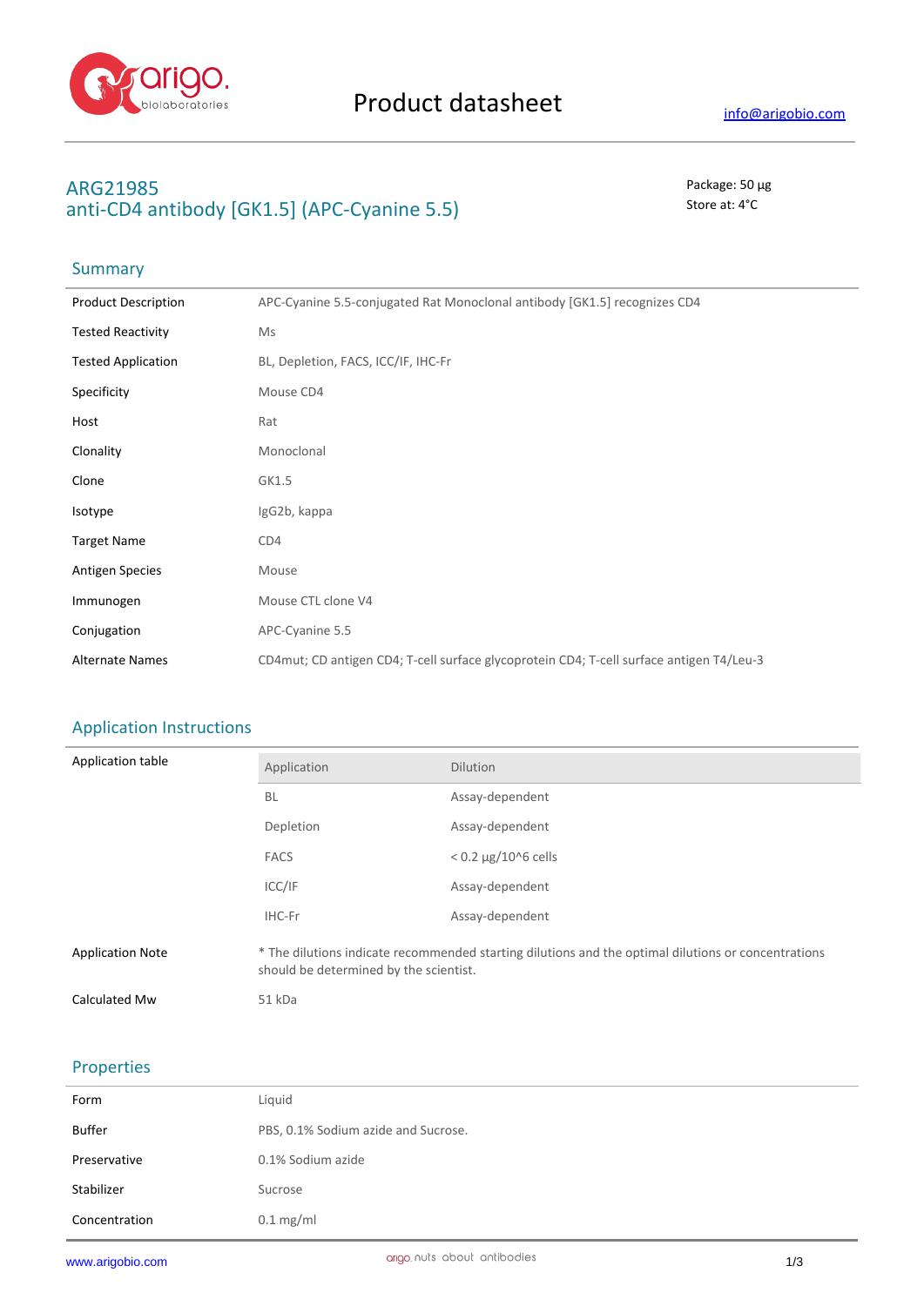Product datasheet

info@arigobio.com

# ARG21985
# anti-CD4 antibody [GK1.5] (APC-Cyanine 5.5)

Package: 50 μg
Store at: 4°C

## Summary

| | |
|---|---|
| Product Description | APC-Cyanine 5.5-conjugated Rat Monoclonal antibody [GK1.5] recognizes CD4 |
| Tested Reactivity | Ms |
| Tested Application | BL, Depletion, FACS, ICC/IF, IHC-Fr |
| Specificity | Mouse CD4 |
| Host | Rat |
| Clonality | Monoclonal |
| Clone | GK1.5 |
| Isotype | IgG2b, kappa |
| Target Name | CD4 |
| Antigen Species | Mouse |
| Immunogen | Mouse CTL clone V4 |
| Conjugation | APC-Cyanine 5.5 |
| Alternate Names | CD4mut; CD antigen CD4; T-cell surface glycoprotein CD4; T-cell surface antigen T4/Leu-3 |

## Application Instructions

Application table

| Application | Dilution |
|---|---|
| BL | Assay-dependent |
| Depletion | Assay-dependent |
| FACS | < 0.2 μg/10^6 cells |
| ICC/IF | Assay-dependent |
| IHC-Fr | Assay-dependent |

| | |
|---|---|
| Application Note | * The dilutions indicate recommended starting dilutions and the optimal dilutions or concentrations should be determined by the scientist. |
| Calculated Mw | 51 kDa |

## Properties

| | |
|---|---|
| Form | Liquid |
| Buffer | PBS, 0.1% Sodium azide and Sucrose. |
| Preservative | 0.1% Sodium azide |
| Stabilizer | Sucrose |
| Concentration | 0.1 mg/ml |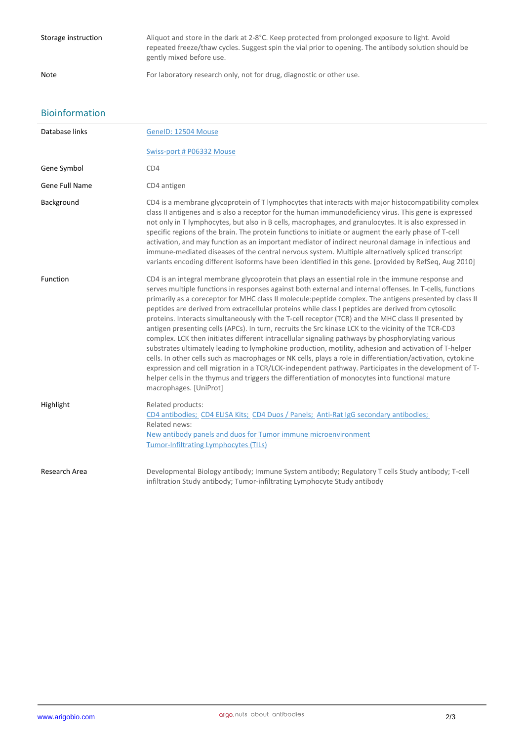| | |
|---|---|
| Storage instruction | Aliquot and store in the dark at 2-8°C. Keep protected from prolonged exposure to light. Avoid repeated freeze/thaw cycles. Suggest spin the vial prior to opening. The antibody solution should be gently mixed before use. |
| Note | For laboratory research only, not for drug, diagnostic or other use. |

## Bioinformation

| | |
|---|---|
| Database links | GeneID: 12504 Mouse<br><br>Swiss-port # P06332 Mouse |
| Gene Symbol | CD4 |
| Gene Full Name | CD4 antigen |
| Background | CD4 is a membrane glycoprotein of T lymphocytes that interacts with major histocompatibility complex class II antigenes and is also a receptor for the human immunodeficiency virus. This gene is expressed not only in T lymphocytes, but also in B cells, macrophages, and granulocytes. It is also expressed in specific regions of the brain. The protein functions to initiate or augment the early phase of T-cell activation, and may function as an important mediator of indirect neuronal damage in infectious and immune-mediated diseases of the central nervous system. Multiple alternatively spliced transcript variants encoding different isoforms have been identified in this gene. [provided by RefSeq, Aug 2010] |
| Function | CD4 is an integral membrane glycoprotein that plays an essential role in the immune response and serves multiple functions in responses against both external and internal offenses. In T-cells, functions primarily as a coreceptor for MHC class II molecule:peptide complex. The antigens presented by class II peptides are derived from extracellular proteins while class I peptides are derived from cytosolic proteins. Interacts simultaneously with the T-cell receptor (TCR) and the MHC class II presented by antigen presenting cells (APCs). In turn, recruits the Src kinase LCK to the vicinity of the TCR-CD3 complex. LCK then initiates different intracellular signaling pathways by phosphorylating various substrates ultimately leading to lymphokine production, motility, adhesion and activation of T-helper cells. In other cells such as macrophages or NK cells, plays a role in differentiation/activation, cytokine expression and cell migration in a TCR/LCK-independent pathway. Participates in the development of T-helper cells in the thymus and triggers the differentiation of monocytes into functional mature macrophages. [UniProt] |
| Highlight | Related products:<br>CD4 antibodies; CD4 ELISA Kits; CD4 Duos / Panels; Anti-Rat IgG secondary antibodies;<br>Related news:<br>New antibody panels and duos for Tumor immune microenvironment<br>Tumor-Infiltrating Lymphocytes (TILs) |
| Research Area | Developmental Biology antibody; Immune System antibody; Regulatory T cells Study antibody; T-cell infiltration Study antibody; Tumor-infiltrating Lymphocyte Study antibody |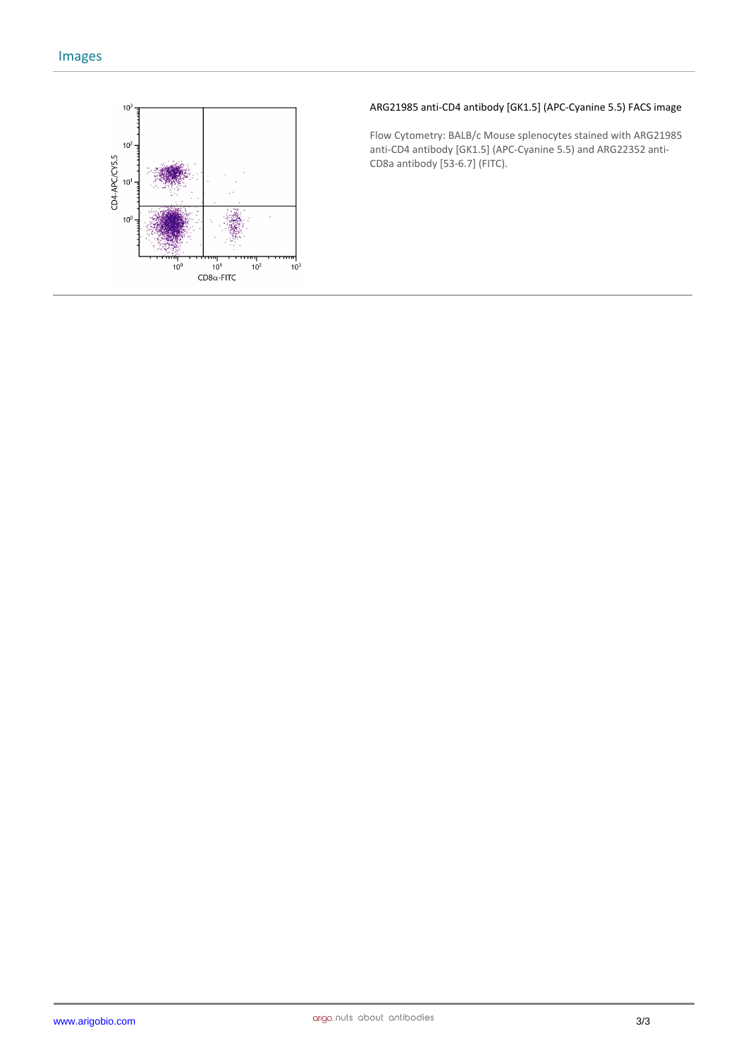## Images

CD4-APC/CY5.5

$10^3$

$10^2$

$10^1$

$10^0$

$10^0$

$10^1$

$10^2$

$10^3$

CD8α-FITC

ARG21985 anti-CD4 antibody [GK1.5] (APC-Cyanine 5.5) FACS image

Flow Cytometry: BALB/c Mouse splenocytes stained with ARG21985 anti-CD4 antibody [GK1.5] (APC-Cyanine 5.5) and ARG22352 anti-CD8a antibody [53-6.7] (FITC).

www.arigobio.com

arigo.nuts about antibodies